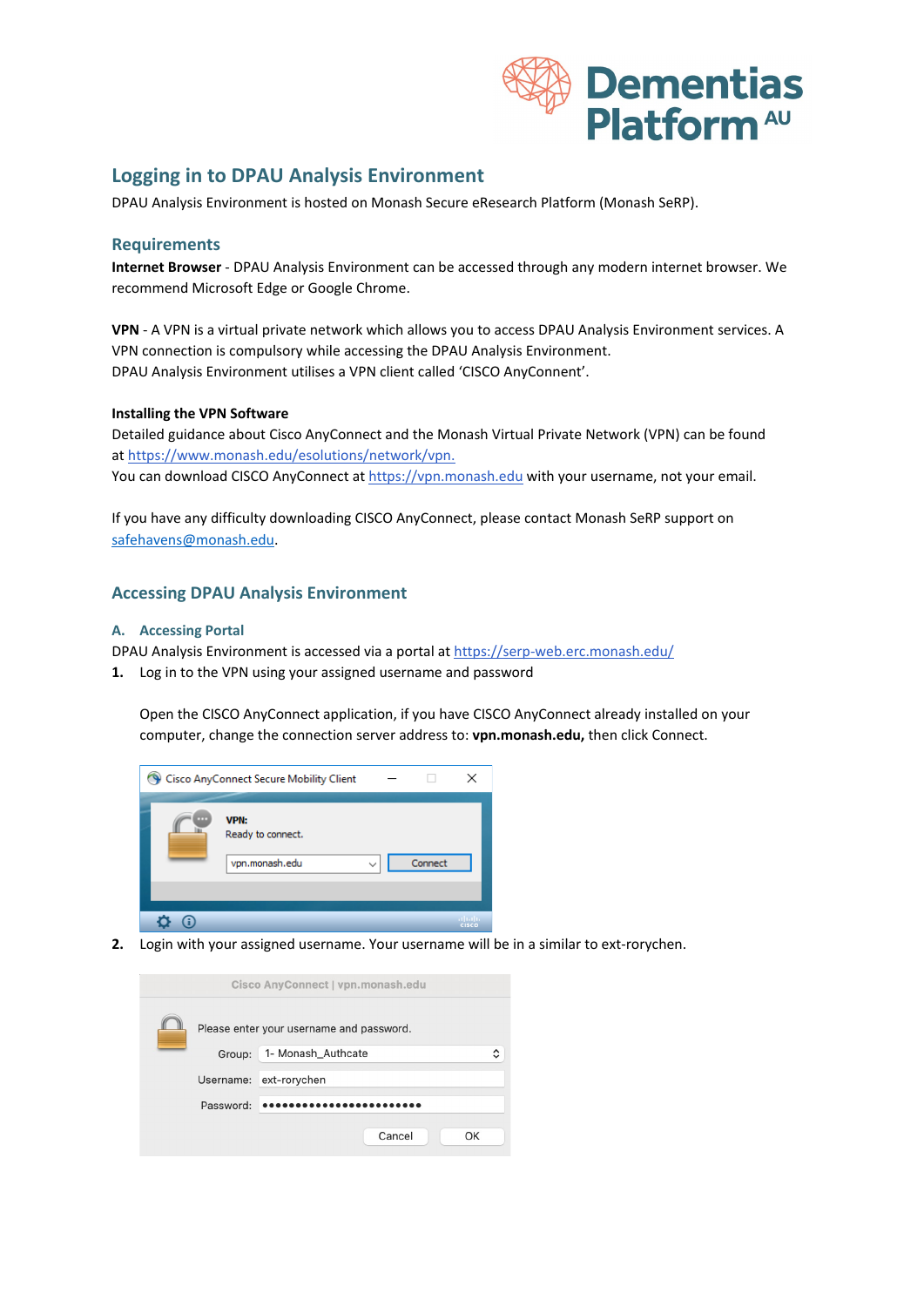# Logging in to DPAU Analysis Environment

DPAU Analysis Environment is hosted on Monash Secure eResearch Platform (Monash SeRP).

## Requirements

**Internet Browser** - DPAU Analysis Environment can be accessed through any modern internet browser. We recommend Microsoft Edge or Google Chrome.

**VPN** - A VPN is a virtual private network which allows you to access DPAU Analysis Environment services. A VPN connection is compulsory while accessing the DPAU Analysis Environment.
DPAU Analysis Environment utilises a VPN client called 'CISCO AnyConnect'.

**Installing the VPN Software**
Detailed guidance about Cisco AnyConnect and the Monash Virtual Private Network (VPN) can be found at https://www.monash.edu/esolutions/network/vpn.
You can download CISCO AnyConnect at https://vpn.monash.edu with your username, not your email.

If you have any difficulty downloading CISCO AnyConnect, please contact Monash SeRP support on safehavens@monash.edu.

## Accessing DPAU Analysis Environment

### A. Accessing Portal

DPAU Analysis Environment is accessed via a portal at https://serp-web.erc.monash.edu/

1. Log in to the VPN using your assigned username and password

   Open the CISCO AnyConnect application, if you have CISCO AnyConnect already installed on your computer, change the connection server address to: **vpn.monash.edu,** then click Connect.

2. Login with your assigned username. Your username will be in a similar to ext-rorychen.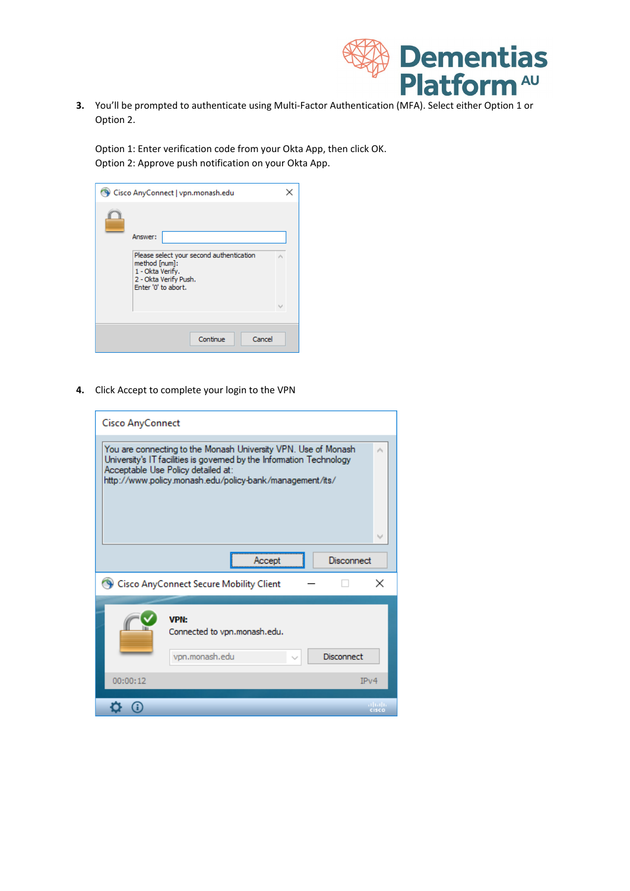3. You'll be prompted to authenticate using Multi-Factor Authentication (MFA). Select either Option 1 or Option 2.

   Option 1: Enter verification code from your Okta App, then click OK.
   Option 2: Approve push notification on your Okta App.

4. Click Accept to complete your login to the VPN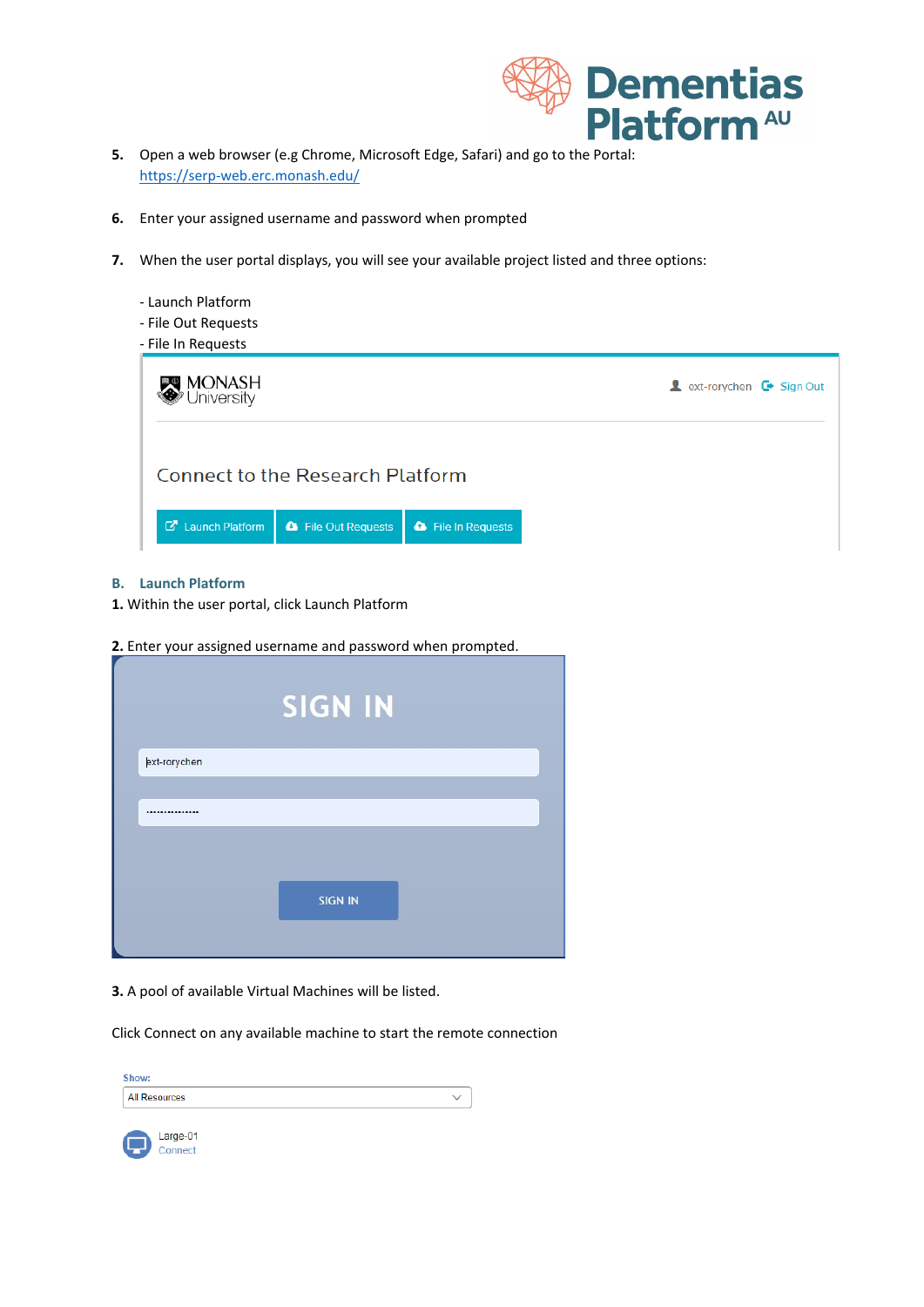5. Open a web browser (e.g Chrome, Microsoft Edge, Safari) and go to the Portal: [https://serp-web.erc.monash.edu/](https://serp-web.erc.monash.edu/)

6. Enter your assigned username and password when prompted

7. When the user portal displays, you will see your available project listed and three options:

   - Launch Platform
   - File Out Requests
   - File In Requests

### B. Launch Platform

**1.** Within the user portal, click Launch Platform

**2.** Enter your assigned username and password when prompted.

**3.** A pool of available Virtual Machines will be listed.

Click Connect on any available machine to start the remote connection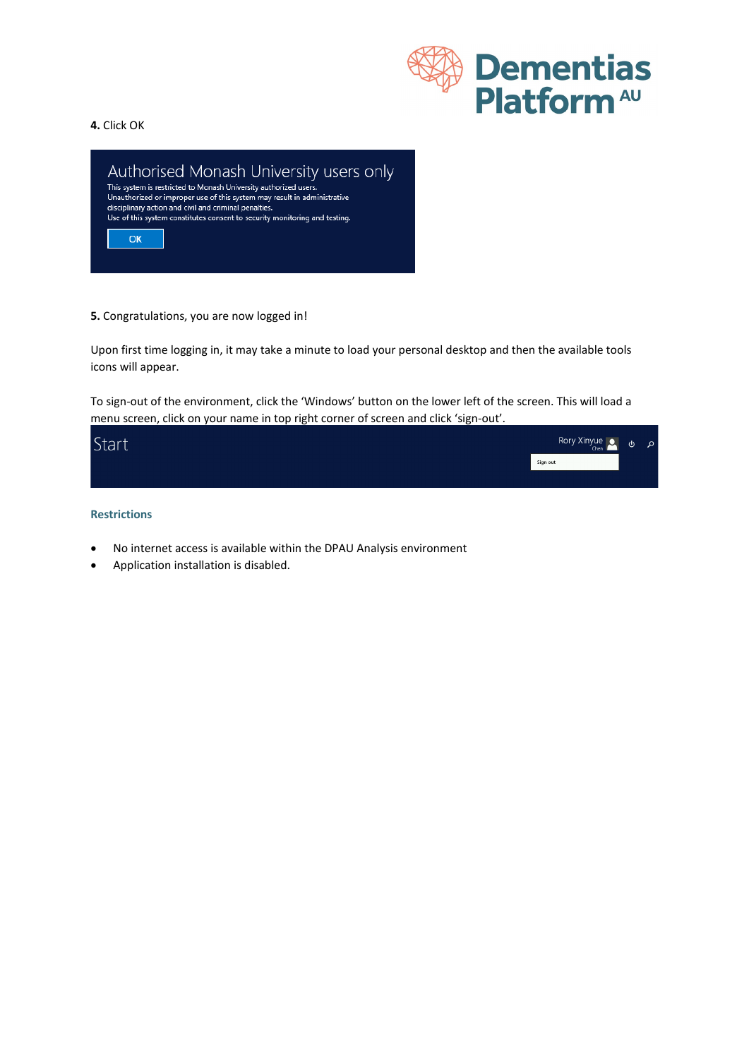**4.** Click OK

Authorised Monash University users only

This system is restricted to Monash University authorized users.
Unauthorized or improper use of this system may result in administrative disciplinary action and civil and criminal penalties.
Use of this system constitutes consent to security monitoring and testing.

OK

**5.** Congratulations, you are now logged in!

Upon first time logging in, it may take a minute to load your personal desktop and then the available tools icons will appear.

To sign-out of the environment, click the 'Windows' button on the lower left of the screen. This will load a menu screen, click on your name in top right corner of screen and click 'sign-out'.

Start

Rory Xinyue Chen

Sign out

### Restrictions

- No internet access is available within the DPAU Analysis environment
- Application installation is disabled.